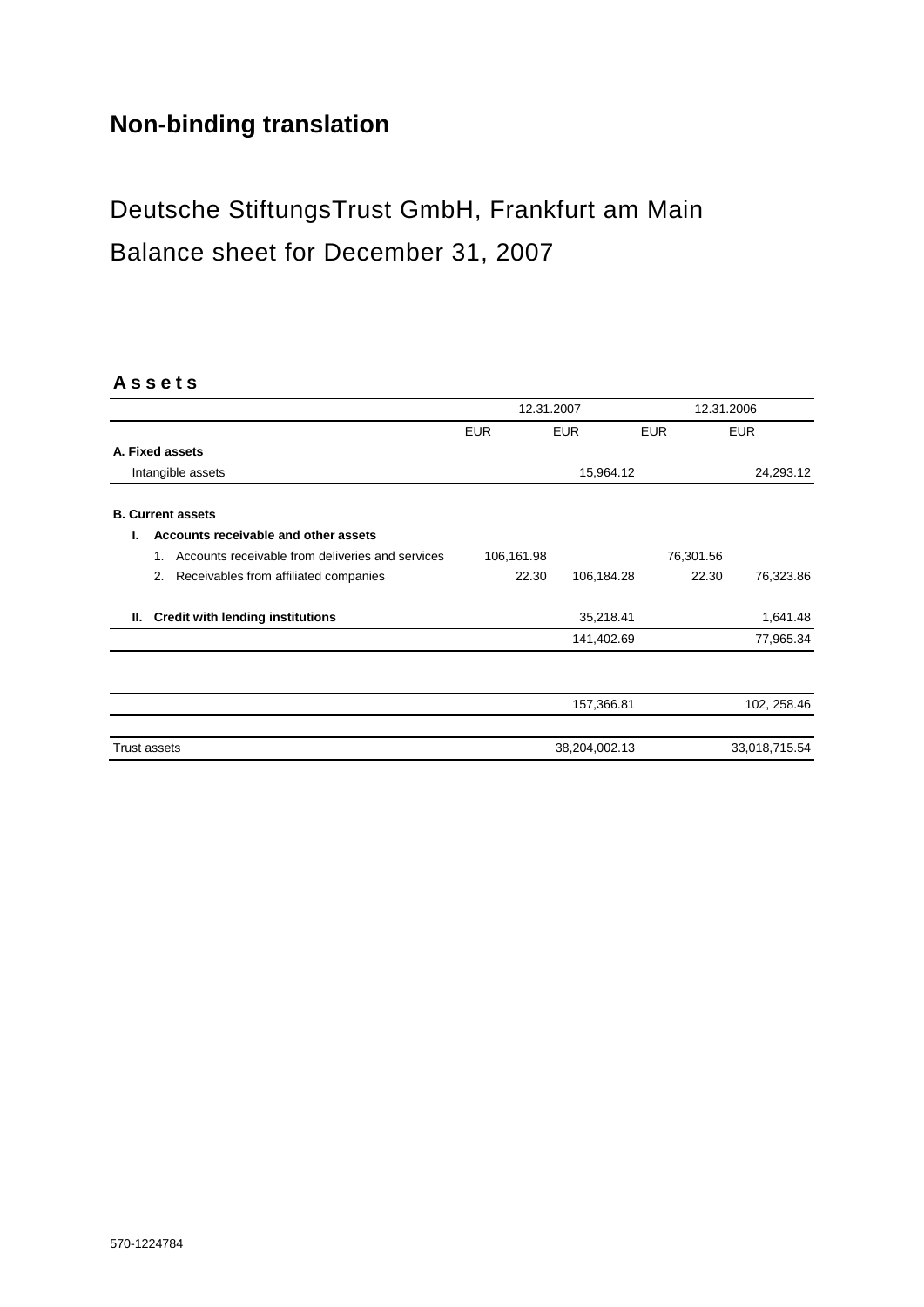# Non-binding translation

## Deutsche StiftungsTrust GmbH, Frankfurt am Main
## Balance sheet for December 31, 2007

### A s s e t s

| | 12.31.2007 | | 12.31.2006 | |
|---|---|---|---|---|
| | EUR | EUR | EUR | EUR |
| **A. Fixed assets** | | | | |
| Intangible assets | | 15,964.12 | | 24,293.12 |
| | | | | |
| **B. Current assets** | | | | |
| **I. Accounts receivable and other assets** | | | | |
| 1. Accounts receivable from deliveries and services | 106,161.98 | | 76,301.56 | |
| 2. Receivables from affiliated companies | 22.30 | 106,184.28 | 22.30 | 76,323.86 |
| | | | | |
| **II. Credit with lending institutions** | | 35,218.41 | | 1,641.48 |
| | | 141,402.69 | | 77,965.34 |
| | | | | |
| | | 157,366.81 | | 102, 258.46 |
| | | | | |
| Trust assets | | 38,204,002.13 | | 33,018,715.54 |

570-1224784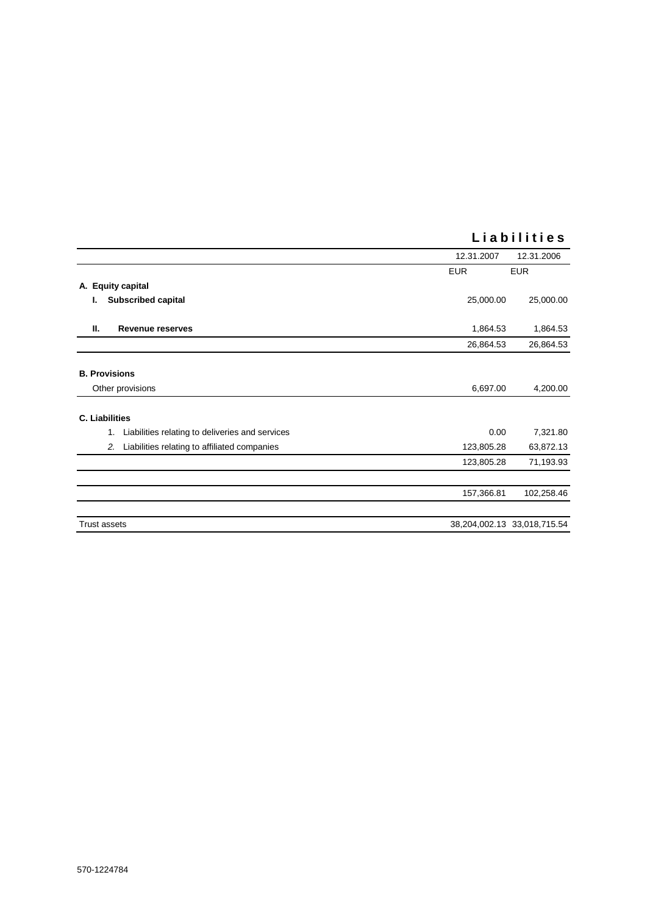# Liabilities

| | 12.31.2007 | 12.31.2006 |
|---|---|---|
| | EUR | EUR |
| **A. Equity capital** | | |
| **I. Subscribed capital** | 25,000.00 | 25,000.00 |
| **II. Revenue reserves** | 1,864.53 | 1,864.53 |
| | 26,864.53 | 26,864.53 |
| **B. Provisions** | | |
| Other provisions | 6,697.00 | 4,200.00 |
| **C. Liabilities** | | |
| 1. Liabilities relating to deliveries and services | 0.00 | 7,321.80 |
| *2.* Liabilities relating to affiliated companies | 123,805.28 | 63,872.13 |
| | 123,805.28 | 71,193.93 |
| | 157,366.81 | 102,258.46 |
| Trust assets | 38,204,002.13 | 33,018,715.54 |

570-1224784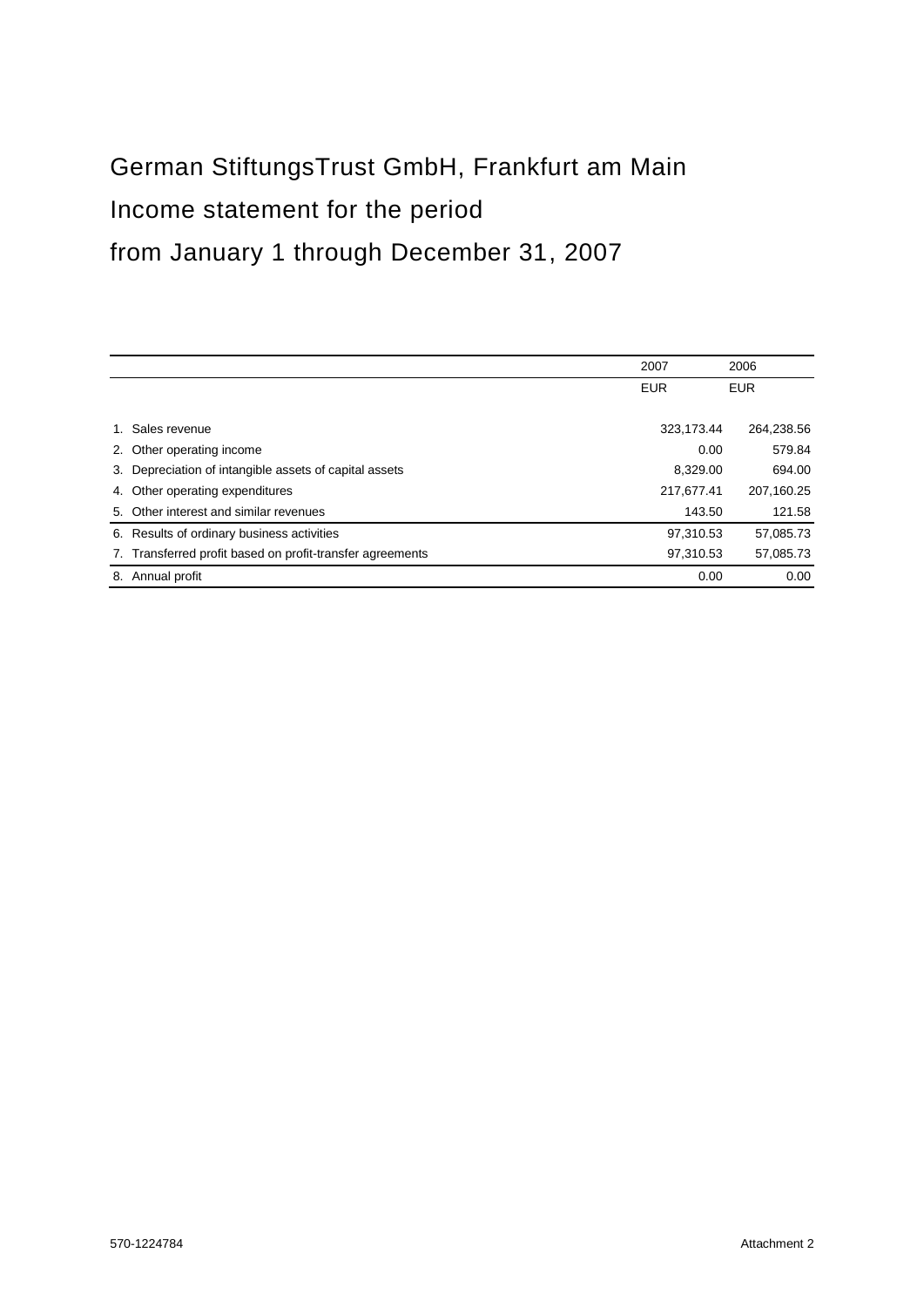# German StiftungsTrust GmbH, Frankfurt am Main

## Income statement for the period

## from January 1 through December 31, 2007

| | 2007 | 2006 |
|---|---|---|
| | EUR | EUR |
| 1. Sales revenue | 323,173.44 | 264,238.56 |
| 2. Other operating income | 0.00 | 579.84 |
| 3. Depreciation of intangible assets of capital assets | 8,329.00 | 694.00 |
| 4. Other operating expenditures | 217,677.41 | 207,160.25 |
| 5. Other interest and similar revenues | 143.50 | 121.58 |
| 6. Results of ordinary business activities | 97,310.53 | 57,085.73 |
| 7. Transferred profit based on profit-transfer agreements | 97,310.53 | 57,085.73 |
| 8. Annual profit | 0.00 | 0.00 |

570-1224784

Attachment 2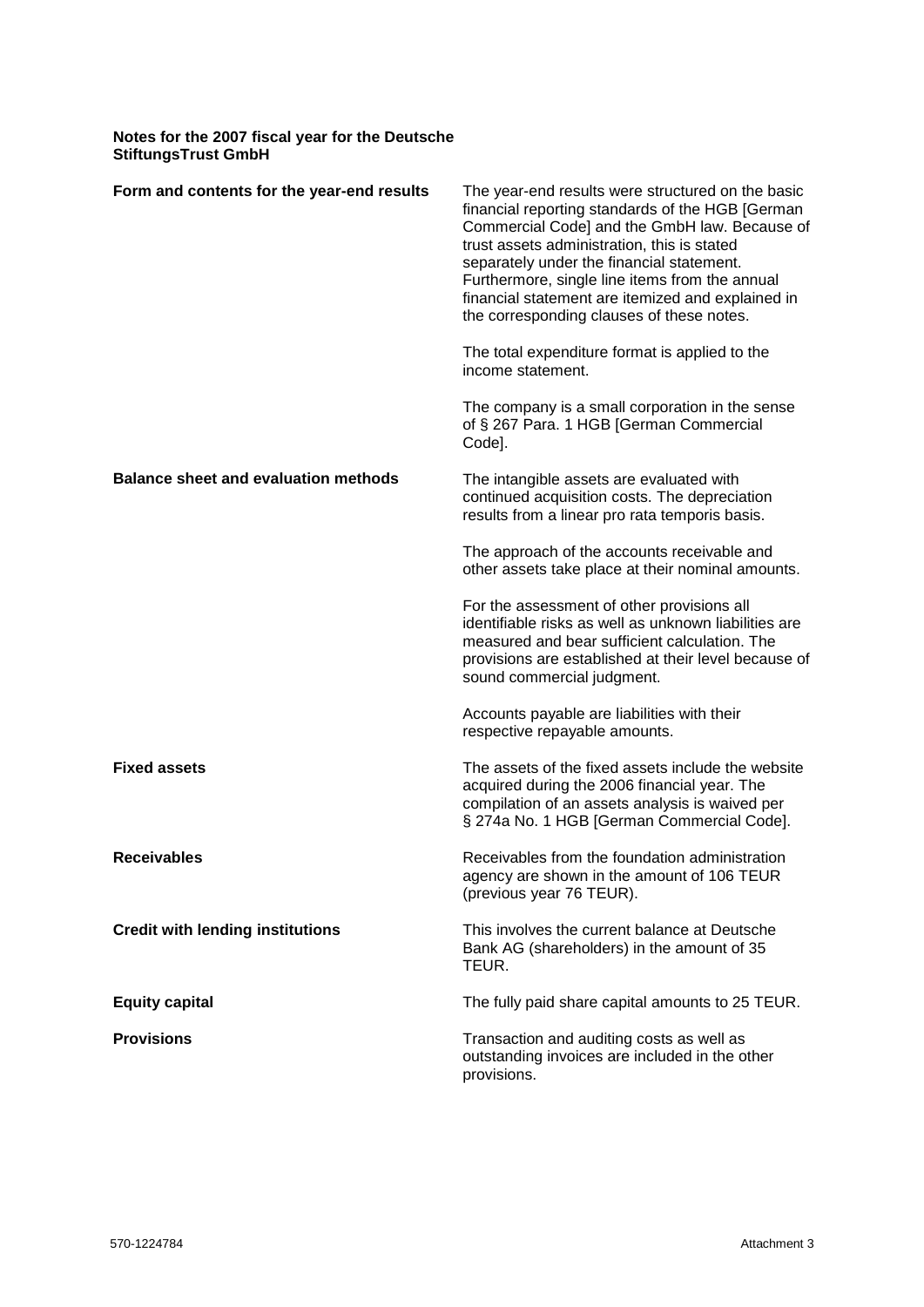**Notes for the 2007 fiscal year for the Deutsche StiftungsTrust GmbH**

**Form and contents for the year-end results**

The year-end results were structured on the basic financial reporting standards of the HGB [German Commercial Code] and the GmbH law. Because of trust assets administration, this is stated separately under the financial statement. Furthermore, single line items from the annual financial statement are itemized and explained in the corresponding clauses of these notes.

The total expenditure format is applied to the income statement.

The company is a small corporation in the sense of § 267 Para. 1 HGB [German Commercial Code].

**Balance sheet and evaluation methods**

The intangible assets are evaluated with continued acquisition costs. The depreciation results from a linear pro rata temporis basis.

The approach of the accounts receivable and other assets take place at their nominal amounts.

For the assessment of other provisions all identifiable risks as well as unknown liabilities are measured and bear sufficient calculation. The provisions are established at their level because of sound commercial judgment.

Accounts payable are liabilities with their respective repayable amounts.

**Fixed assets**

The assets of the fixed assets include the website acquired during the 2006 financial year. The compilation of an assets analysis is waived per § 274a No. 1 HGB [German Commercial Code].

**Receivables**

Receivables from the foundation administration agency are shown in the amount of 106 TEUR (previous year 76 TEUR).

**Credit with lending institutions**

This involves the current balance at Deutsche Bank AG (shareholders) in the amount of 35 TEUR.

**Equity capital**

The fully paid share capital amounts to 25 TEUR.

**Provisions**

Transaction and auditing costs as well as outstanding invoices are included in the other provisions.

570-1224784 Attachment 3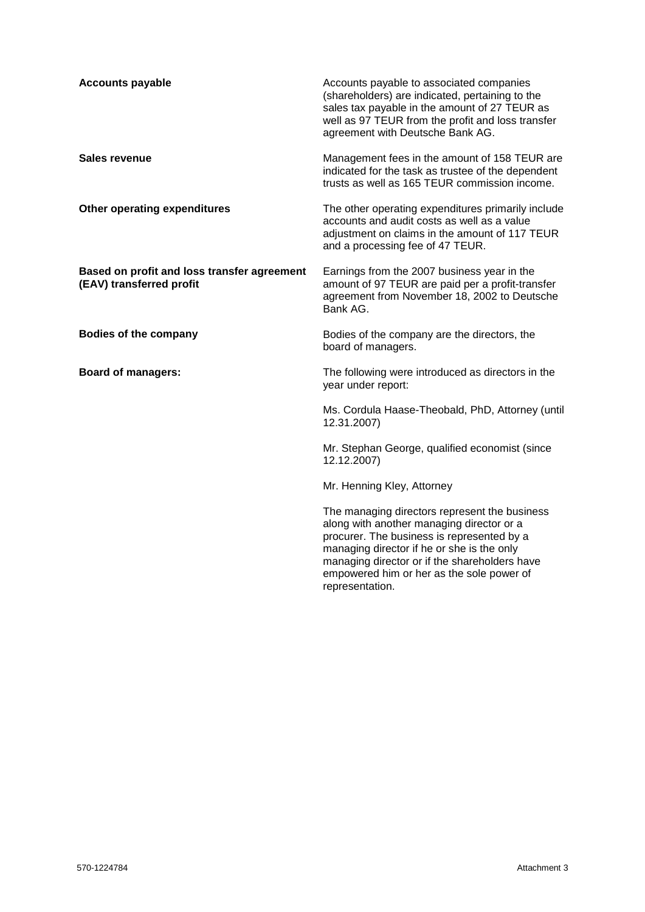**Accounts payable**

Accounts payable to associated companies (shareholders) are indicated, pertaining to the sales tax payable in the amount of 27 TEUR as well as 97 TEUR from the profit and loss transfer agreement with Deutsche Bank AG.

**Sales revenue**

Management fees in the amount of 158 TEUR are indicated for the task as trustee of the dependent trusts as well as 165 TEUR commission income.

**Other operating expenditures**

The other operating expenditures primarily include accounts and audit costs as well as a value adjustment on claims in the amount of 117 TEUR and a processing fee of 47 TEUR.

**Based on profit and loss transfer agreement (EAV) transferred profit**

Earnings from the 2007 business year in the amount of 97 TEUR are paid per a profit-transfer agreement from November 18, 2002 to Deutsche Bank AG.

**Bodies of the company**

Bodies of the company are the directors, the board of managers.

**Board of managers:**

The following were introduced as directors in the year under report:

Ms. Cordula Haase-Theobald, PhD, Attorney (until 12.31.2007)

Mr. Stephan George, qualified economist (since 12.12.2007)

Mr. Henning Kley, Attorney

The managing directors represent the business along with another managing director or a procurer. The business is represented by a managing director if he or she is the only managing director or if the shareholders have empowered him or her as the sole power of representation.

570-1224784 Attachment 3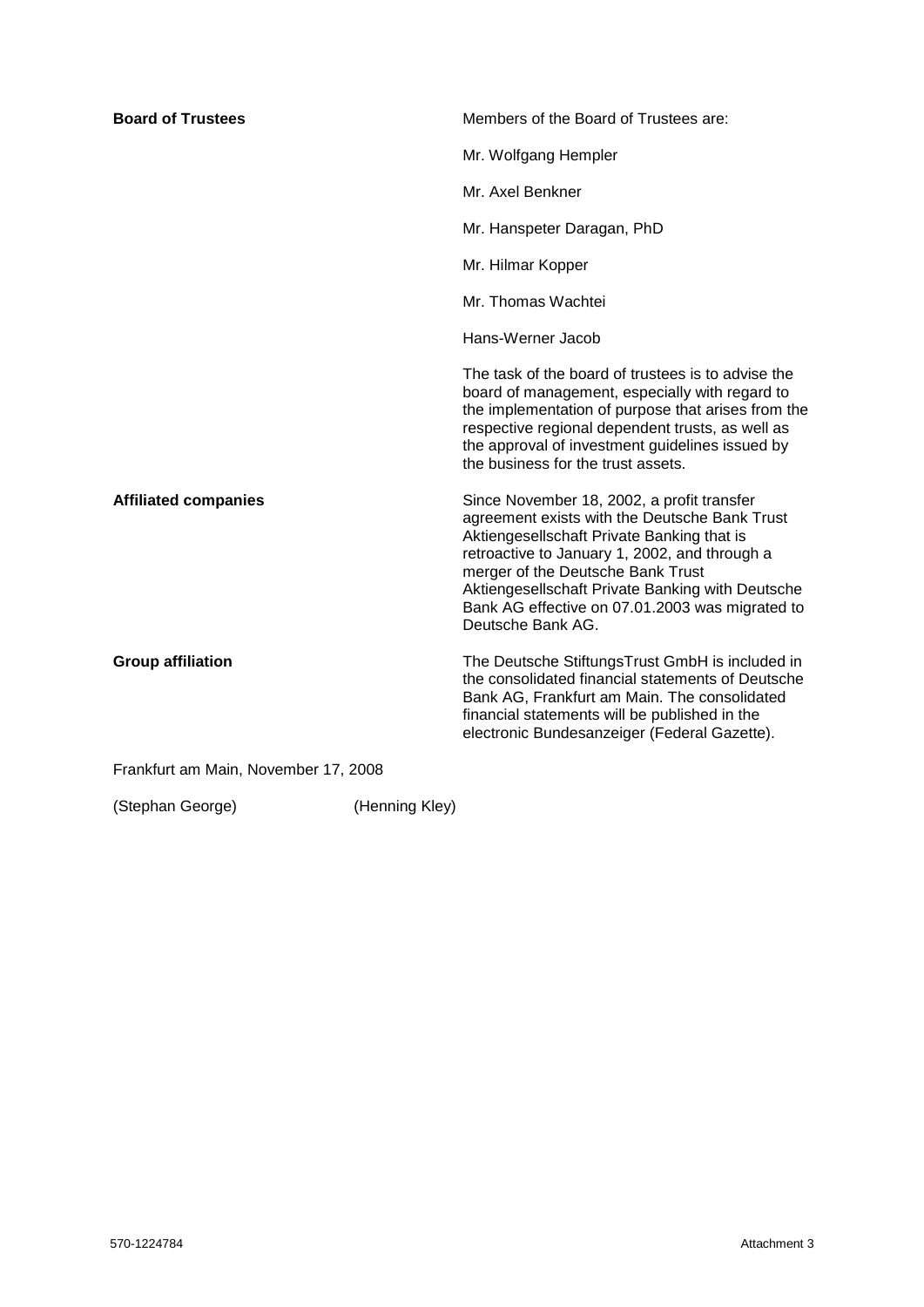**Board of Trustees**

Members of the Board of Trustees are:

Mr. Wolfgang Hempler

Mr. Axel Benkner

Mr. Hanspeter Daragan, PhD

Mr. Hilmar Kopper

Mr. Thomas Wachtei

Hans-Werner Jacob

The task of the board of trustees is to advise the board of management, especially with regard to the implementation of purpose that arises from the respective regional dependent trusts, as well as the approval of investment guidelines issued by the business for the trust assets.

**Affiliated companies**

Since November 18, 2002, a profit transfer agreement exists with the Deutsche Bank Trust Aktiengesellschaft Private Banking that is retroactive to January 1, 2002, and through a merger of the Deutsche Bank Trust Aktiengesellschaft Private Banking with Deutsche Bank AG effective on 07.01.2003 was migrated to Deutsche Bank AG.

**Group affiliation**

The Deutsche StiftungsTrust GmbH is included in the consolidated financial statements of Deutsche Bank AG, Frankfurt am Main. The consolidated financial statements will be published in the electronic Bundesanzeiger (Federal Gazette).

Frankfurt am Main, November 17, 2008

(Stephan George) (Henning Kley)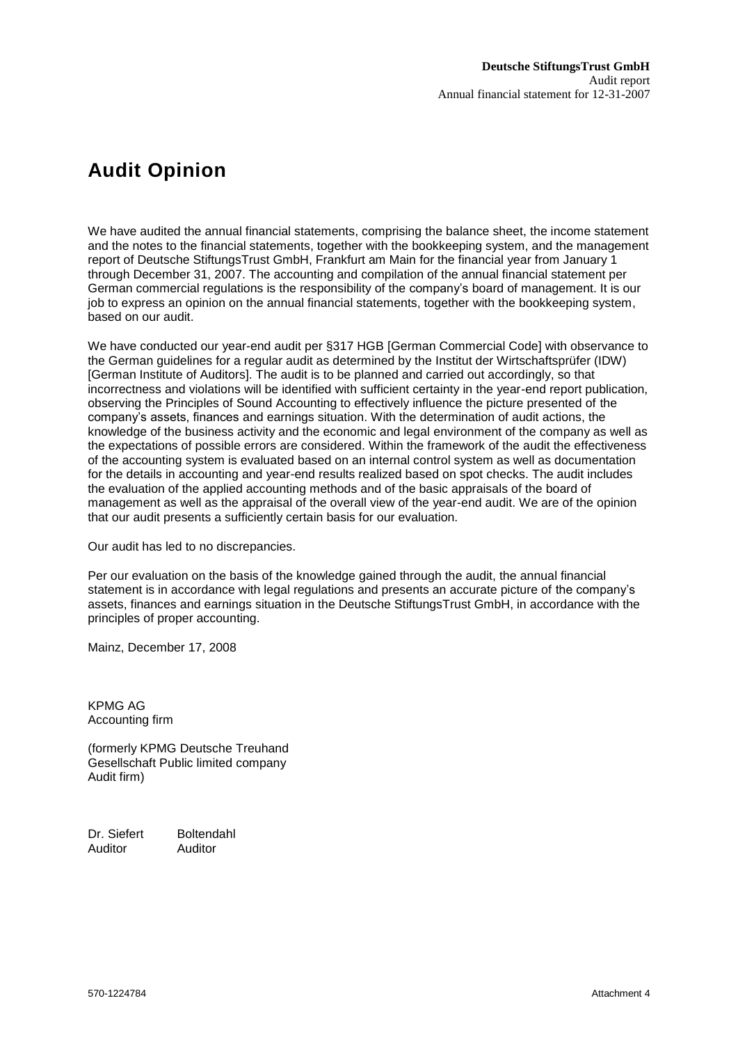# Audit Opinion

We have audited the annual financial statements, comprising the balance sheet, the income statement and the notes to the financial statements, together with the bookkeeping system, and the management report of Deutsche StiftungsTrust GmbH, Frankfurt am Main for the financial year from January 1 through December 31, 2007. The accounting and compilation of the annual financial statement per German commercial regulations is the responsibility of the company's board of management. It is our job to express an opinion on the annual financial statements, together with the bookkeeping system, based on our audit.

We have conducted our year-end audit per §317 HGB [German Commercial Code] with observance to the German guidelines for a regular audit as determined by the Institut der Wirtschaftsprüfer (IDW) [German Institute of Auditors]. The audit is to be planned and carried out accordingly, so that incorrectness and violations will be identified with sufficient certainty in the year-end report publication, observing the Principles of Sound Accounting to effectively influence the picture presented of the company's assets, finances and earnings situation. With the determination of audit actions, the knowledge of the business activity and the economic and legal environment of the company as well as the expectations of possible errors are considered. Within the framework of the audit the effectiveness of the accounting system is evaluated based on an internal control system as well as documentation for the details in accounting and year-end results realized based on spot checks. The audit includes the evaluation of the applied accounting methods and of the basic appraisals of the board of management as well as the appraisal of the overall view of the year-end audit. We are of the opinion that our audit presents a sufficiently certain basis for our evaluation.

Our audit has led to no discrepancies.

Per our evaluation on the basis of the knowledge gained through the audit, the annual financial statement is in accordance with legal regulations and presents an accurate picture of the company's assets, finances and earnings situation in the Deutsche StiftungsTrust GmbH, in accordance with the principles of proper accounting.

Mainz, December 17, 2008

KPMG AG
Accounting firm

(formerly KPMG Deutsche Treuhand Gesellschaft Public limited company Audit firm)

| | |
|---|---|
| Dr. Siefert | Boltendahl |
| Auditor | Auditor |

570-1224784 Attachment 4